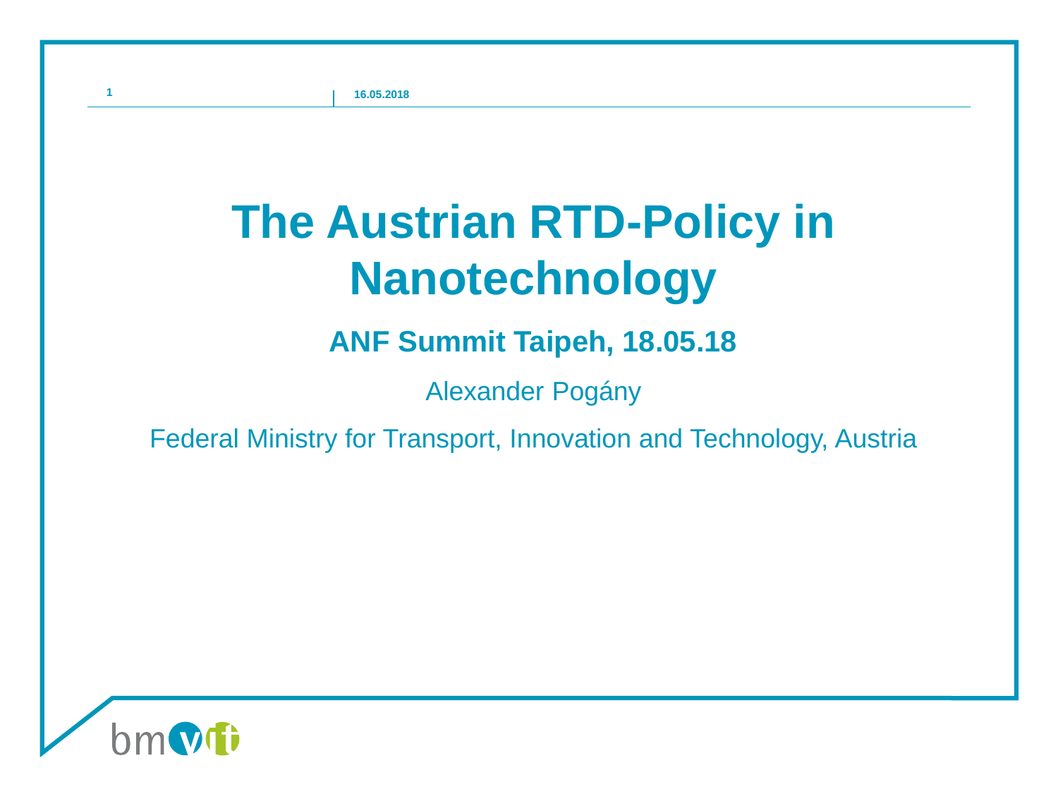# The Austrian RTD-Policy in Nanotechnology

## ANF Summit Taipeh, 18.05.18

Alexander Pogány

Federal Ministry for Transport, Innovation and Technology, Austria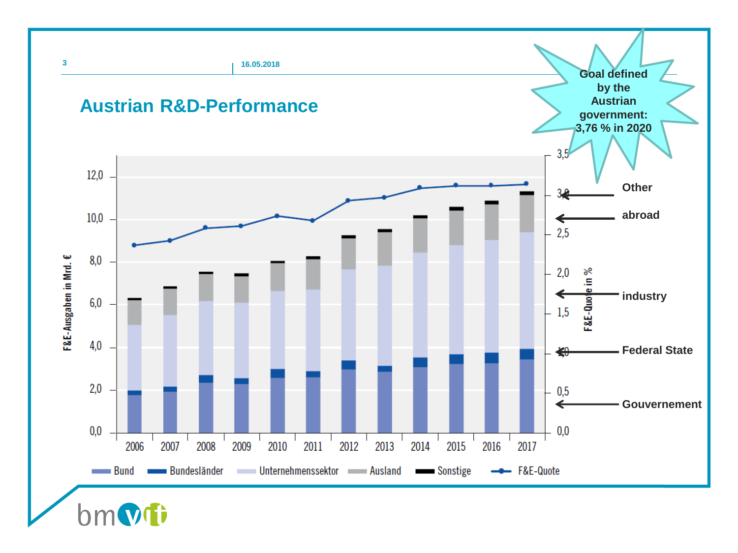# Austrian R&D-Performance

Goal defined by the Austrian government: 3,76 % in 2020

F&E-Ausgaben in Mrd. €

F&E-Quote in %

Other

abroad

industry

Federal State

Gouvernement

2006 2007 2008 2009 2010 2011 2012 2013 2014 2015 2016 2017

Bund | Bundesländer | Unternehmenssektor | Ausland | Sonstige | F&E-Quote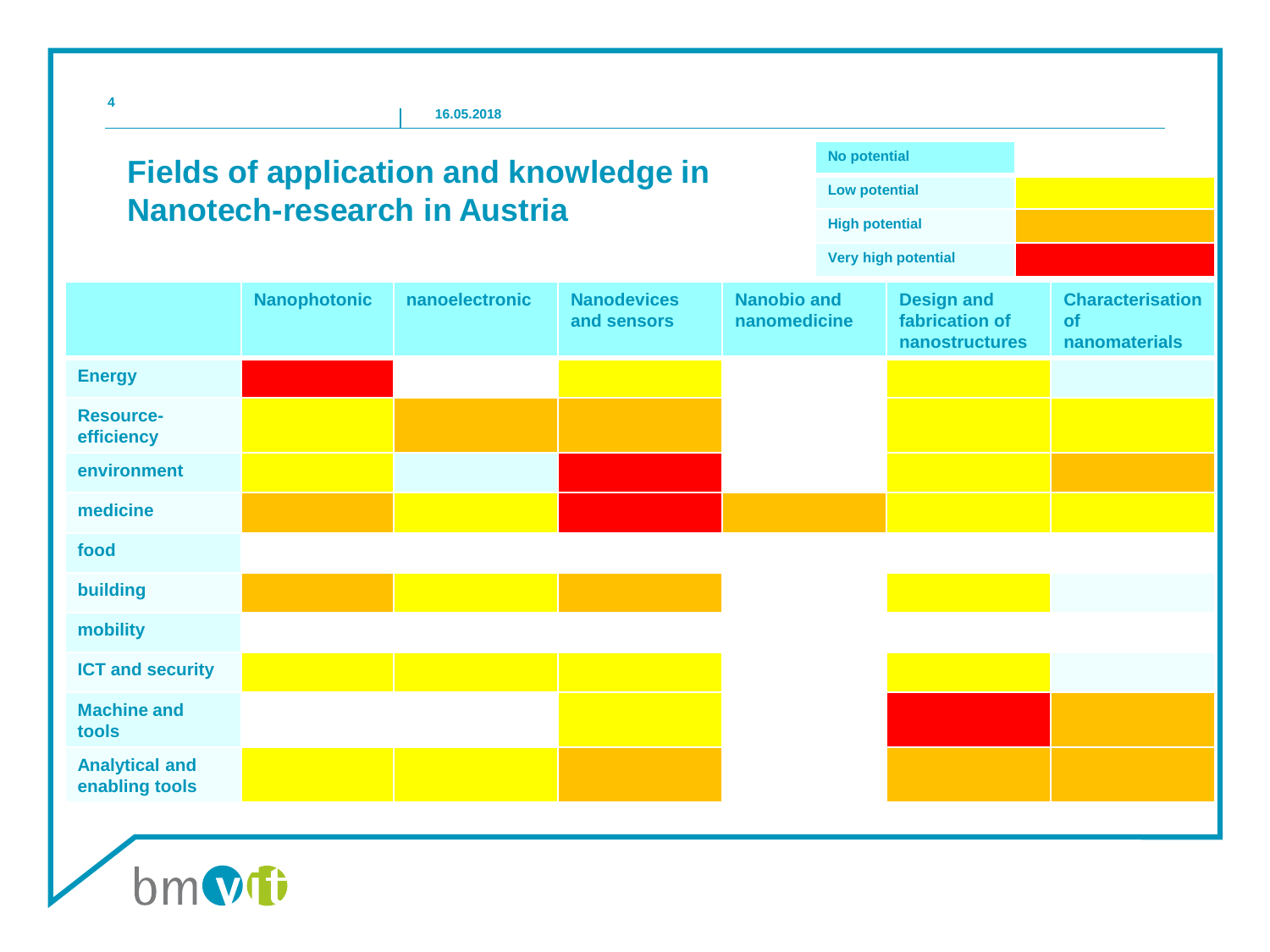# Fields of application and knowledge in Nanotech-research in Austria

Legend:

- No potential
- Low potential
- High potential
- Very high potential

| | Nanophotonic | nanoelectronic | Nanodevices and sensors | Nanobio and nanomedicine | Design and fabrication of nanostructures | Characterisation of nanomaterials |
|---|---|---|---|---|---|---|
| Energy | Very high potential | | Low potential | | Low potential | |
| Resource-efficiency | Low potential | High potential | High potential | | Low potential | Low potential |
| environment | Low potential | | Very high potential | | Low potential | High potential |
| medicine | High potential | Low potential | Very high potential | High potential | Low potential | Low potential |
| food | | | | | | |
| building | High potential | Low potential | High potential | | Low potential | |
| mobility | | | | | | |
| ICT and security | Low potential | Low potential | Low potential | | Low potential | |
| Machine and tools | | | Low potential | | Very high potential | High potential |
| Analytical and enabling tools | Low potential | Low potential | High potential | | High potential | High potential |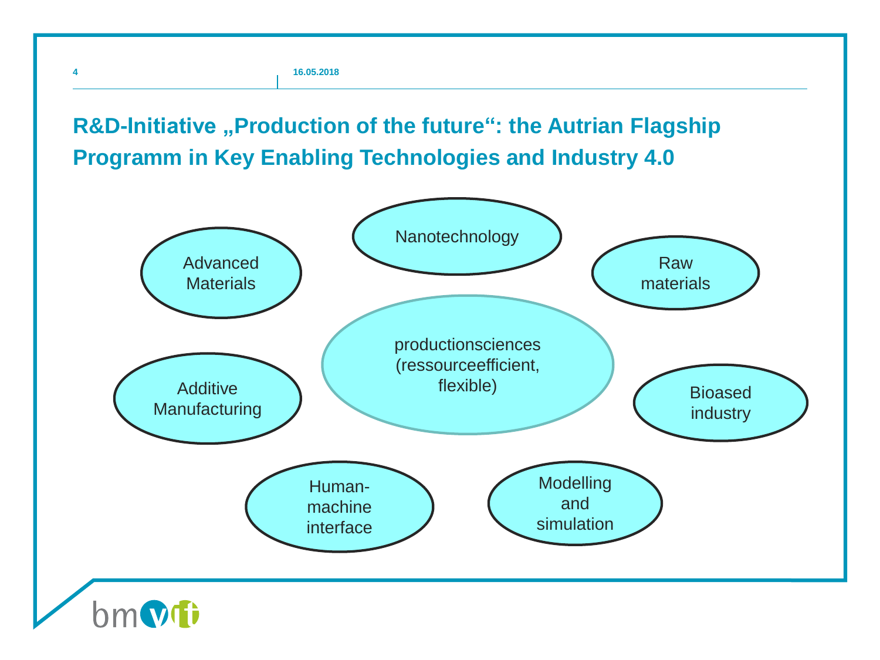## R&D-Initiative „Production of the future“: the Autrian Flagship Programm in Key Enabling Technologies and Industry 4.0

- productionsciences (ressourceefficient, flexible)
- Nanotechnology
- Advanced Materials
- Raw materials
- Additive Manufacturing
- Bioased industry
- Human-machine interface
- Modelling and simulation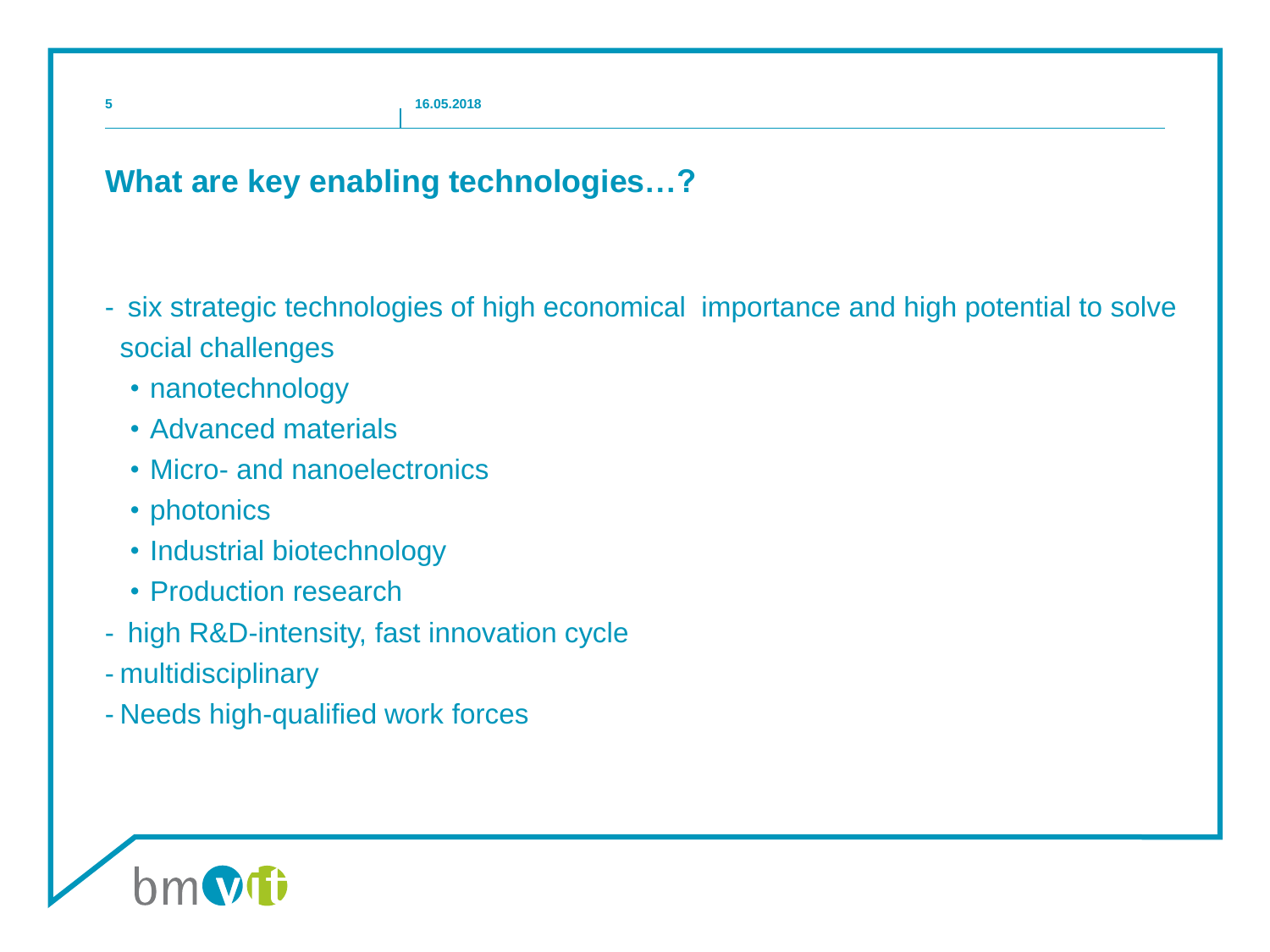## What are key enabling technologies…?

- six strategic technologies of high economical importance and high potential to solve social challenges
  - nanotechnology
  - Advanced materials
  - Micro- and nanoelectronics
  - photonics
  - Industrial biotechnology
  - Production research
- high R&D-intensity, fast innovation cycle
- multidisciplinary
- Needs high-qualified work forces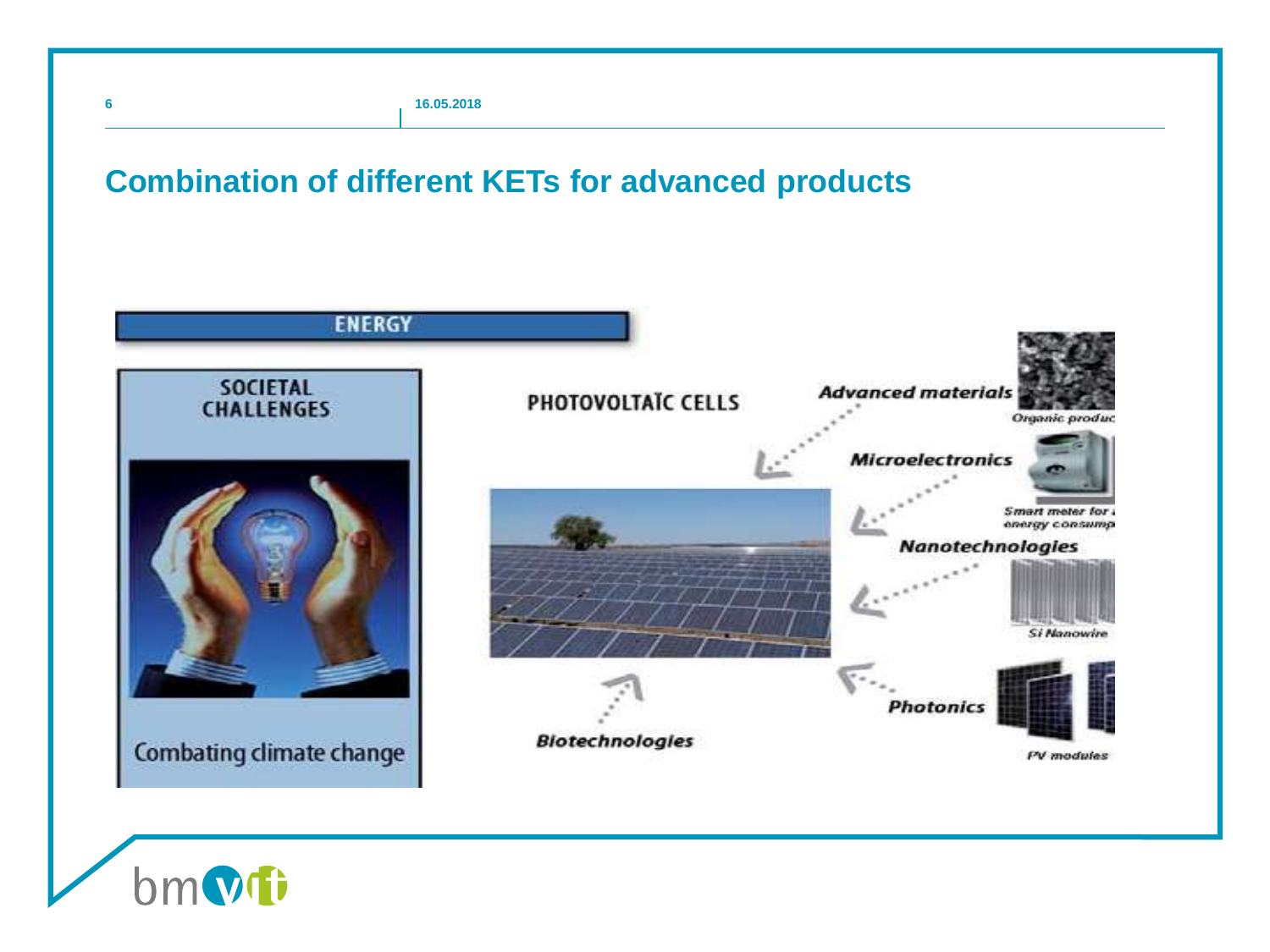## Combination of different KETs for advanced products

ENERGY

SOCIETAL CHALLENGES

Combating climate change

PHOTOVOLTAÏC CELLS

*Advanced materials*

Organic produc

*Microelectronics*

Smart meter for energy consump

*Nanotechnologies*

Si Nanowire

*Photonics*

PV modules

*Biotechnologies*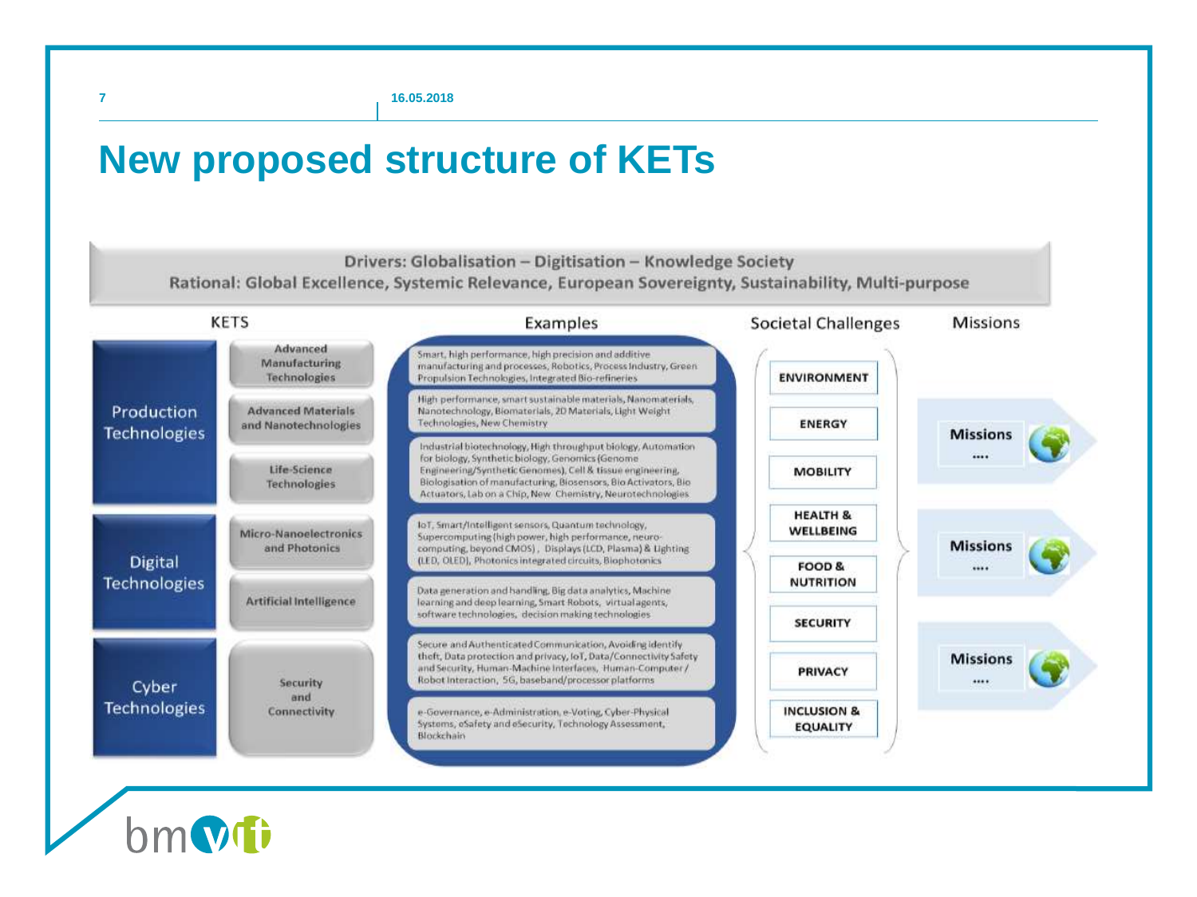# New proposed structure of KETs

**Drivers: Globalisation – Digitisation – Knowledge Society**
**Rational: Global Excellence, Systemic Relevance, European Sovereignty, Sustainability, Multi-purpose**

| KETS | | Examples | Societal Challenges | Missions |
|---|---|---|---|---|
| Production Technologies | Advanced Manufacturing Technologies | Smart, high performance, high precision and additive manufacturing and processes, Robotics, Process Industry, Green Propulsion Technologies, Integrated Bio-refineries | ENVIRONMENT | |
| | Advanced Materials and Nanotechnologies | High performance, smart sustainable materials, Nanomaterials, Nanotechnology, Biomaterials, 2D Materials, Light Weight Technologies, New Chemistry | ENERGY | Missions .... |
| | Life-Science Technologies | Industrial biotechnology, High throughput biology, Automation for biology, Synthetic biology, Genomics (Genome Engineering/Synthetic Genomes), Cell & tissue engineering, Biologisation of manufacturing, Biosensors, Bio Activators, Bio Actuators, Lab on a Chip, New Chemistry, Neurotechnologies | MOBILITY | |
| Digital Technologies | Micro-Nanoelectronics and Photonics | IoT, Smart/Intelligent sensors, Quantum technology, Supercomputing (high power, high performance, neuro-computing, beyond CMOS), Displays (LCD, Plasma) & Lighting (LED, OLED), Photonics integrated circuits, Biophotonics | HEALTH & WELLBEING | Missions .... |
| | Artificial Intelligence | Data generation and handling, Big data analytics, Machine learning and deep learning, Smart Robots, virtual agents, software technologies, decision making technologies | FOOD & NUTRITION | |
| Cyber Technologies | Security and Connectivity | Secure and Authenticated Communication, Avoiding identify theft, Data protection and privacy, IoT, Data/Connectivity Safety and Security, Human-Machine Interfaces, Human-Computer / Robot Interaction, 5G, baseband/processor platforms | SECURITY | Missions .... |
| | | e-Governance, e-Administration, e-Voting, Cyber-Physical Systems, eSafety and eSecurity, Technology Assessment, Blockchain | PRIVACY | |
| | | | INCLUSION & EQUALITY | |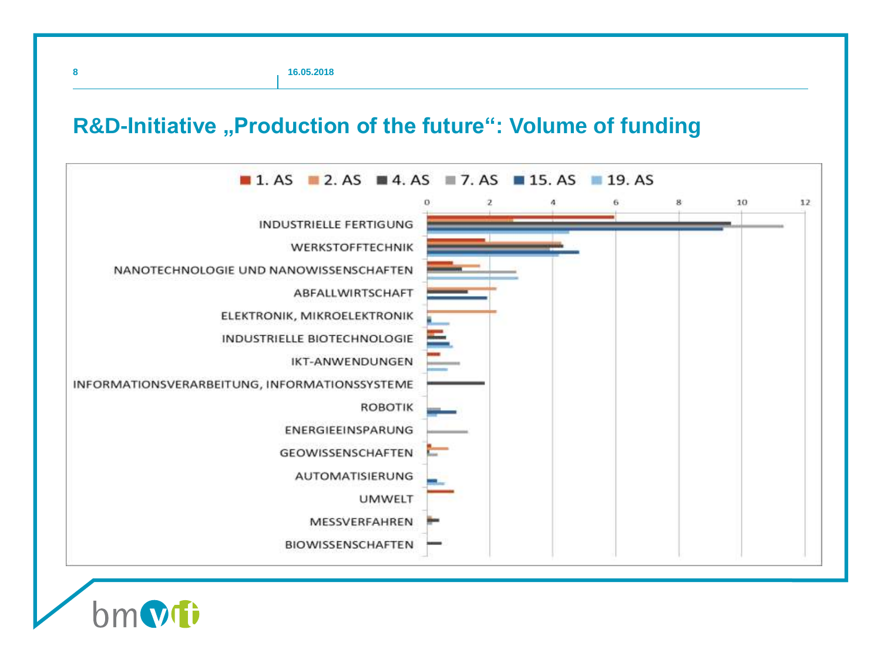## R&D-Initiative „Production of the future“: Volume of funding

1. AS | 2. AS | 4. AS | 7. AS | 15. AS | 19. AS

0 2 4 6 8 10 12

INDUSTRIELLE FERTIGUNG
WERKSTOFFTECHNIK
NANOTECHNOLOGIE UND NANOWISSENSCHAFTEN
ABFALLWIRTSCHAFT
ELEKTRONIK, MIKROELEKTRONIK
INDUSTRIELLE BIOTECHNOLOGIE
IKT-ANWENDUNGEN
INFORMATIONSVERARBEITUNG, INFORMATIONSSYSTEME
ROBOTIK
ENERGIEEINSPARUNG
GEOWISSENSCHAFTEN
AUTOMATISIERUNG
UMWELT
MESSVERFAHREN
BIOWISSENSCHAFTEN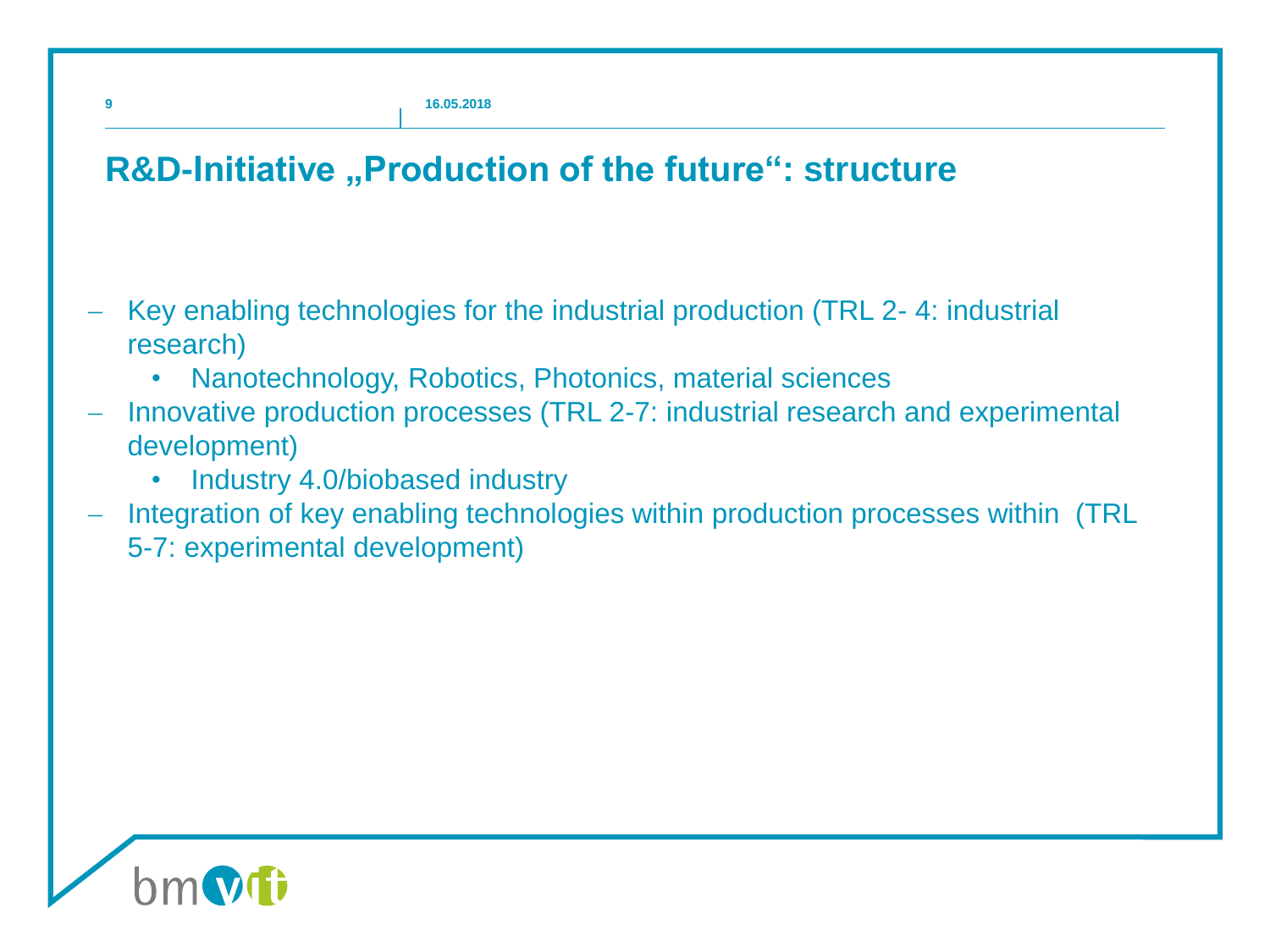# R&D-Initiative „Production of the future“: structure

- Key enabling technologies for the industrial production (TRL 2- 4: industrial research)
  - Nanotechnology, Robotics, Photonics, material sciences
- Innovative production processes (TRL 2-7: industrial research and experimental development)
  - Industry 4.0/biobased industry
- Integration of key enabling technologies within production processes within (TRL 5-7: experimental development)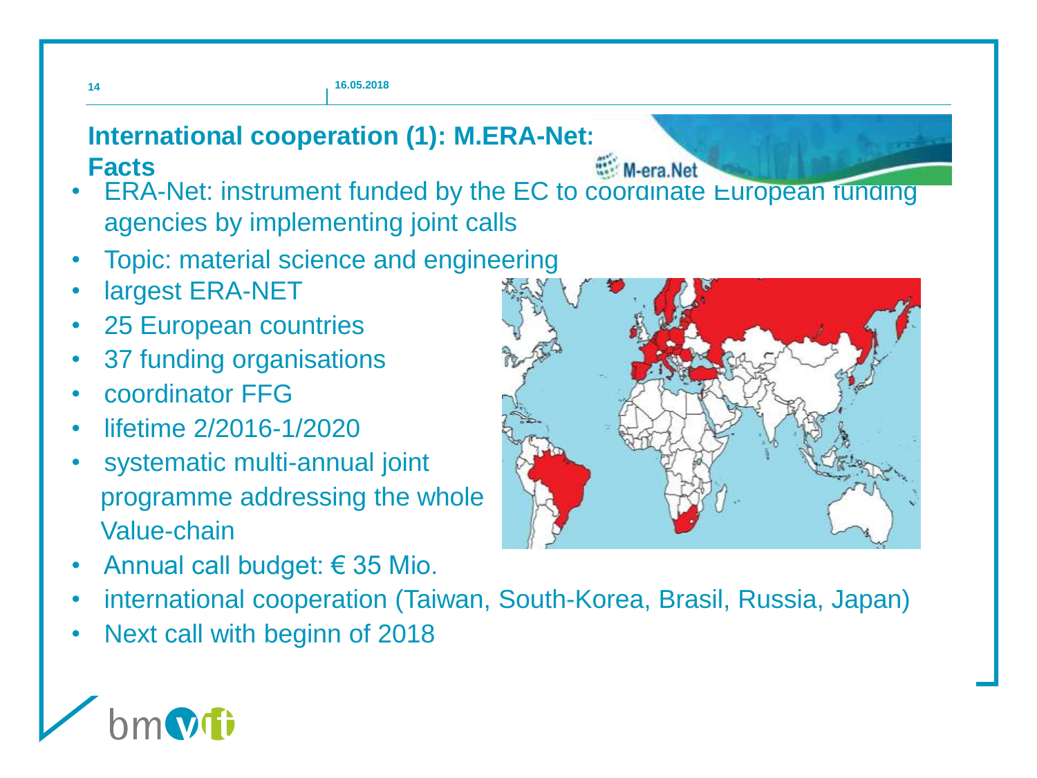## International cooperation (1): M.ERA-Net: Facts

- ERA-Net: instrument funded by the EC to coordinate European funding agencies by implementing joint calls
- Topic: material science and engineering
- largest ERA-NET
- 25 European countries
- 37 funding organisations
- coordinator FFG
- lifetime 2/2016-1/2020
- systematic multi-annual joint programme addressing the whole Value-chain
- Annual call budget: € 35 Mio.
- international cooperation (Taiwan, South-Korea, Brasil, Russia, Japan)
- Next call with beginn of 2018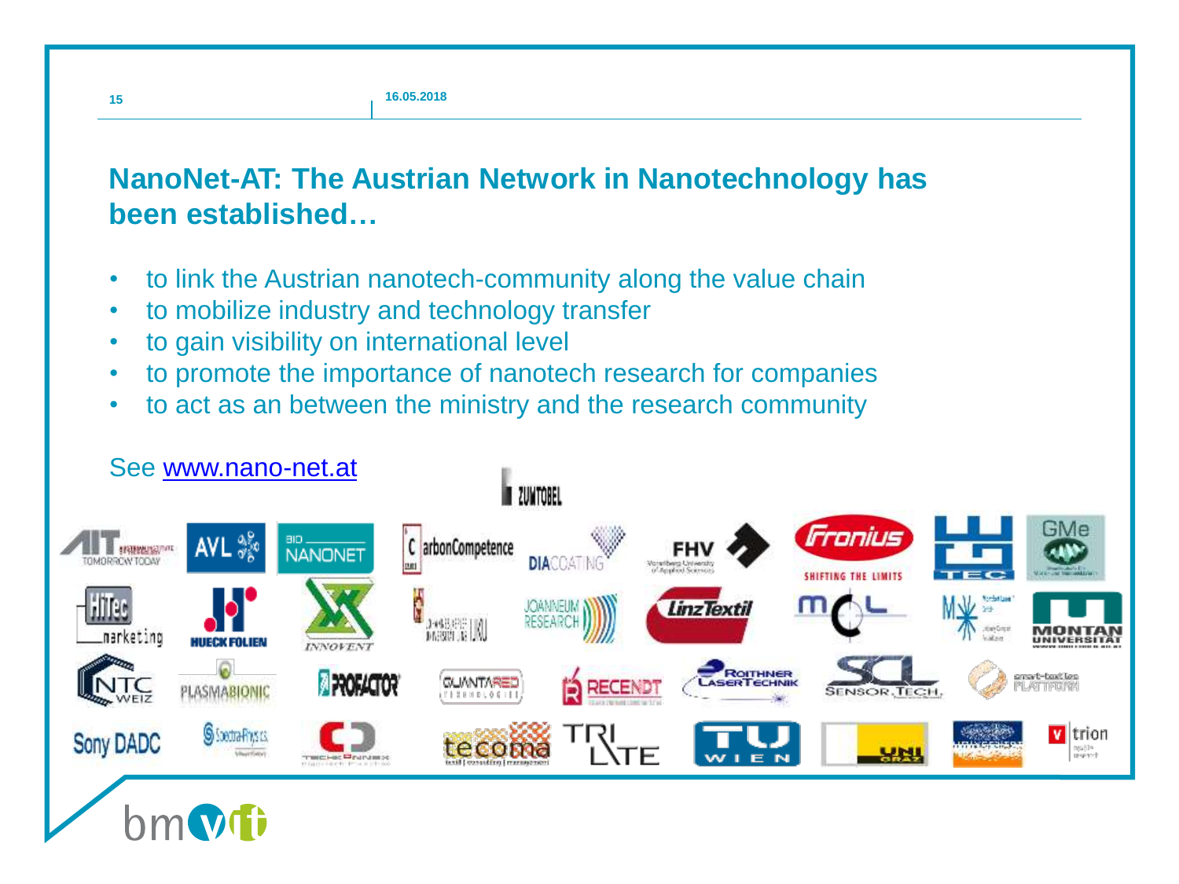## NanoNet-AT: The Austrian Network in Nanotechnology has been established…

- to link the Austrian nanotech-community along the value chain
- to mobilize industry and technology transfer
- to gain visibility on international level
- to promote the importance of nanotech research for companies
- to act as an between the ministry and the research community

See [www.nano-net.at](http://www.nano-net.at)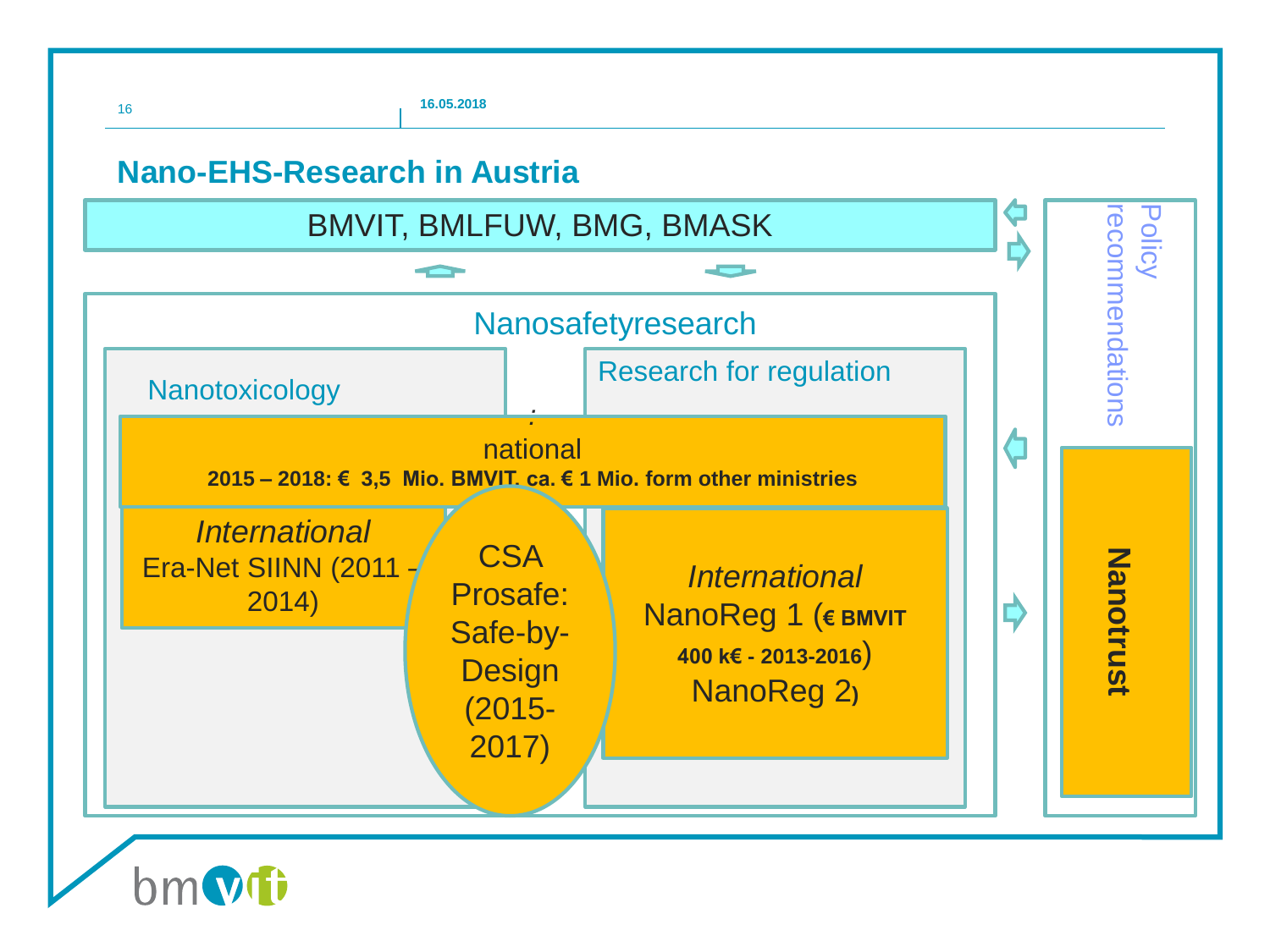## Nano-EHS-Research in Austria

BMVIT, BMLFUW, BMG, BMASK

Nanosafetyresearch

Nanotoxicology

Research for regulation

national
**2015 – 2018: € 3,5 Mio. BMVIT, ca. € 1 Mio. form other ministries**

*International*
Era-Net SIINN (2011 – 2014)

CSA Prosafe: Safe-by-Design (2015-2017)

*International*
NanoReg 1 (**€ BMVIT 400 k€ - 2013-2016**)
NanoReg 2)

Policy recommendations

**Nanotrust**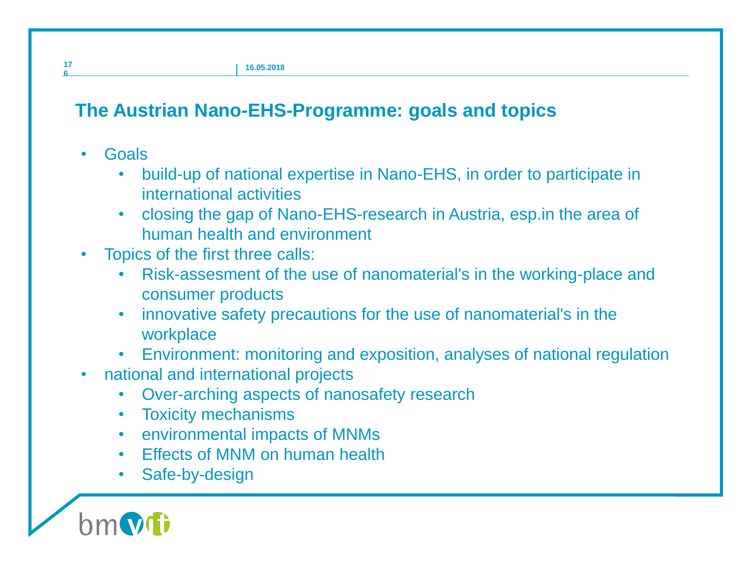# The Austrian Nano-EHS-Programme: goals and topics

- Goals
  - build-up of national expertise in Nano-EHS, in order to participate in international activities
  - closing the gap of Nano-EHS-research in Austria, esp.in the area of human health and environment
- Topics of the first three calls:
  - Risk-assesment of the use of nanomaterial's in the working-place and consumer products
  - innovative safety precautions for the use of nanomaterial's in the workplace
  - Environment: monitoring and exposition, analyses of national regulation
- national and international projects
  - Over-arching aspects of nanosafety research
  - Toxicity mechanisms
  - environmental impacts of MNMs
  - Effects of MNM on human health
  - Safe-by-design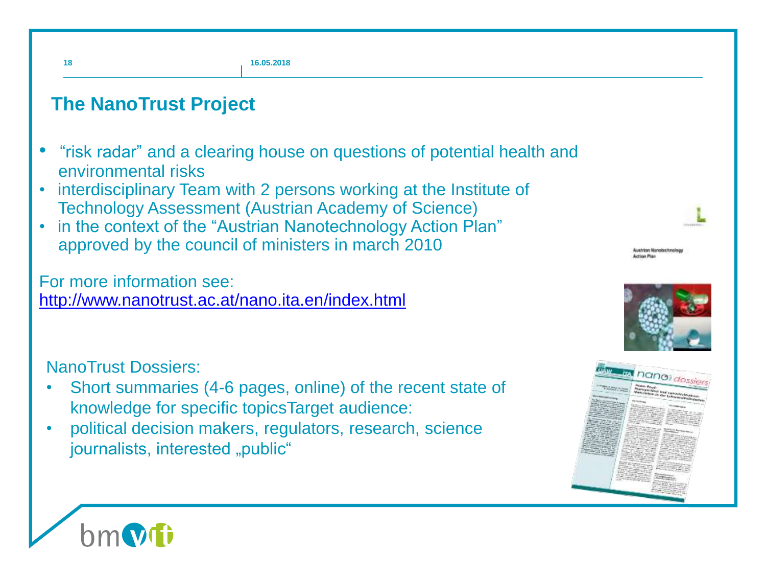## The NanoTrust Project

- "risk radar" and a clearing house on questions of potential health and environmental risks
- interdisciplinary Team with 2 persons working at the Institute of Technology Assessment (Austrian Academy of Science)
- in the context of the "Austrian Nanotechnology Action Plan" approved by the council of ministers in march 2010

For more information see:
http://www.nanotrust.ac.at/nano.ita.en/index.html

NanoTrust Dossiers:

- Short summaries (4-6 pages, online) of the recent state of knowledge for specific topicsTarget audience:
- political decision makers, regulators, research, science journalists, interested „public"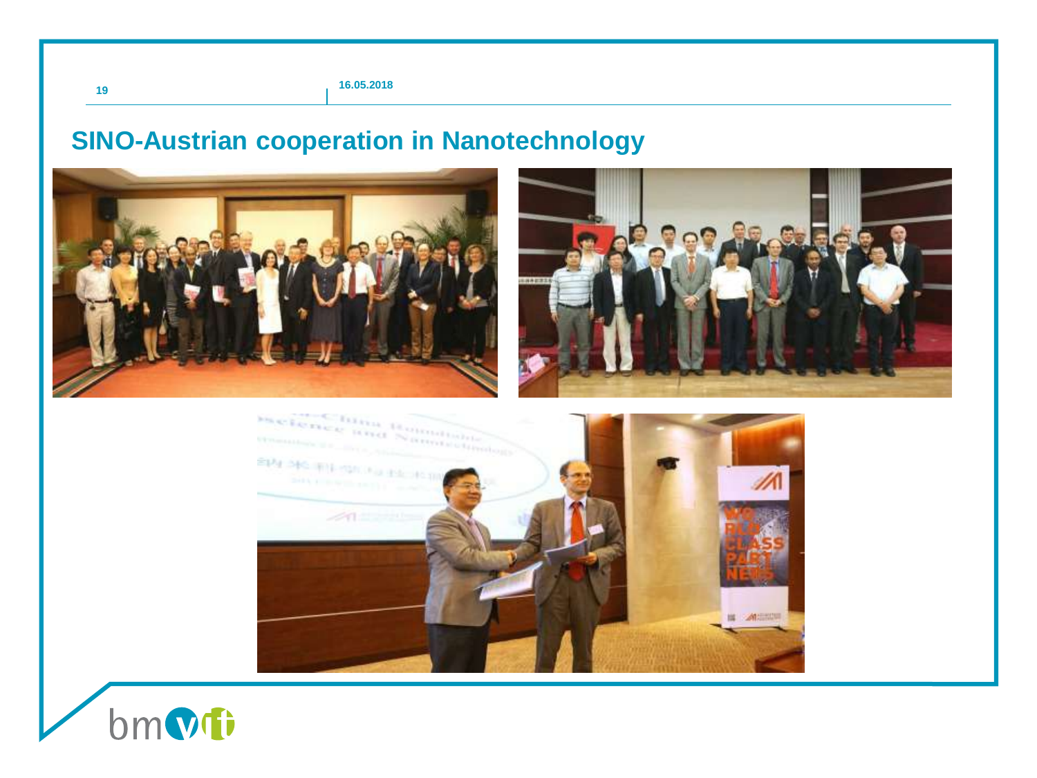## SINO-Austrian cooperation in Nanotechnology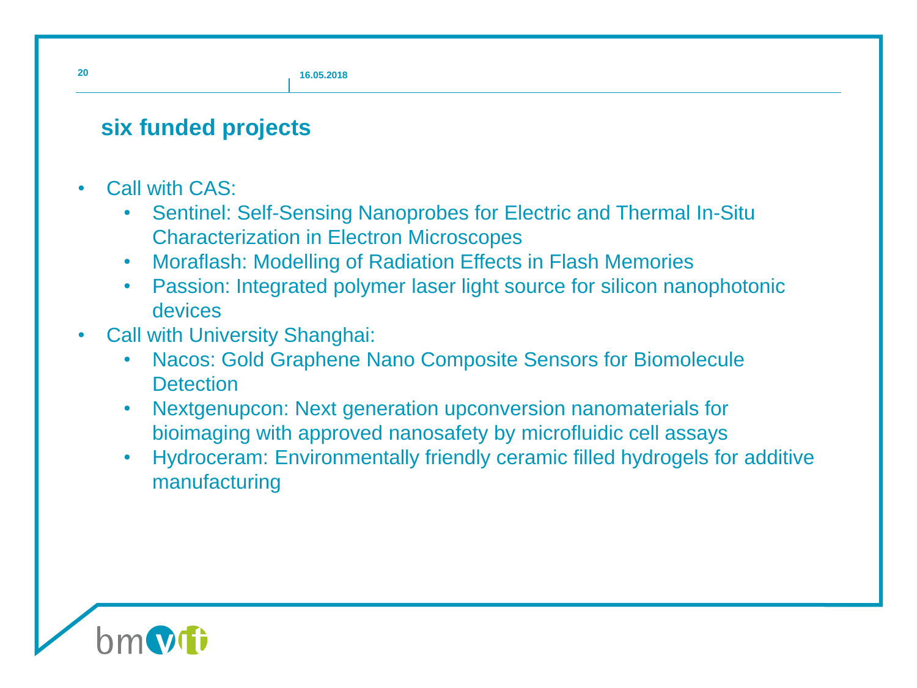## six funded projects

- Call with CAS:
  - Sentinel: Self-Sensing Nanoprobes for Electric and Thermal In-Situ Characterization in Electron Microscopes
  - Moraflash: Modelling of Radiation Effects in Flash Memories
  - Passion: Integrated polymer laser light source for silicon nanophotonic devices
- Call with University Shanghai:
  - Nacos: Gold Graphene Nano Composite Sensors for Biomolecule Detection
  - Nextgenupcon: Next generation upconversion nanomaterials for bioimaging with approved nanosafety by microfluidic cell assays
  - Hydroceram: Environmentally friendly ceramic filled hydrogels for additive manufacturing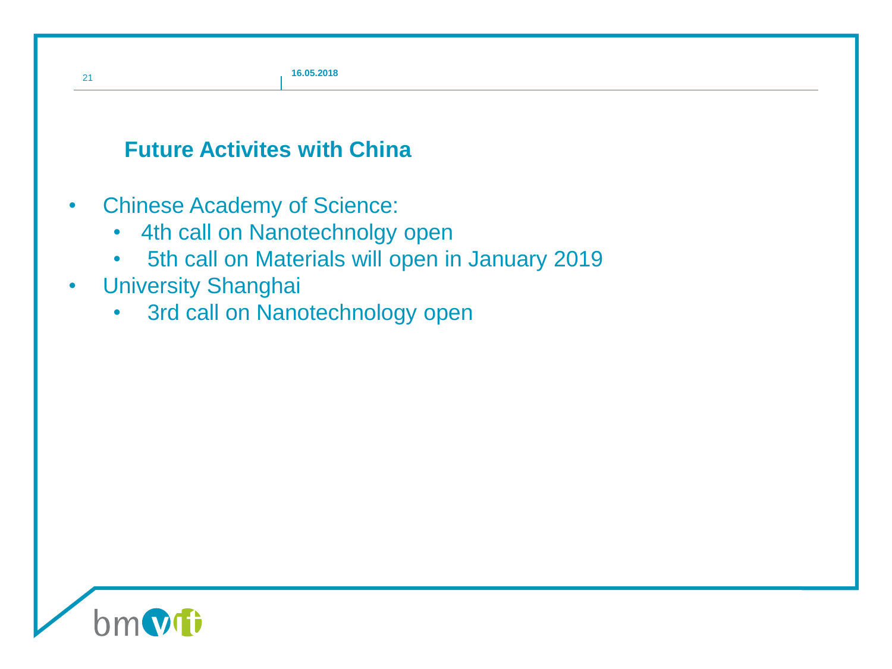## Future Activites with China

- Chinese Academy of Science:
  - 4th call on Nanotechnolgy open
  - 5th call on Materials will open in January 2019
- University Shanghai
  - 3rd call on Nanotechnology open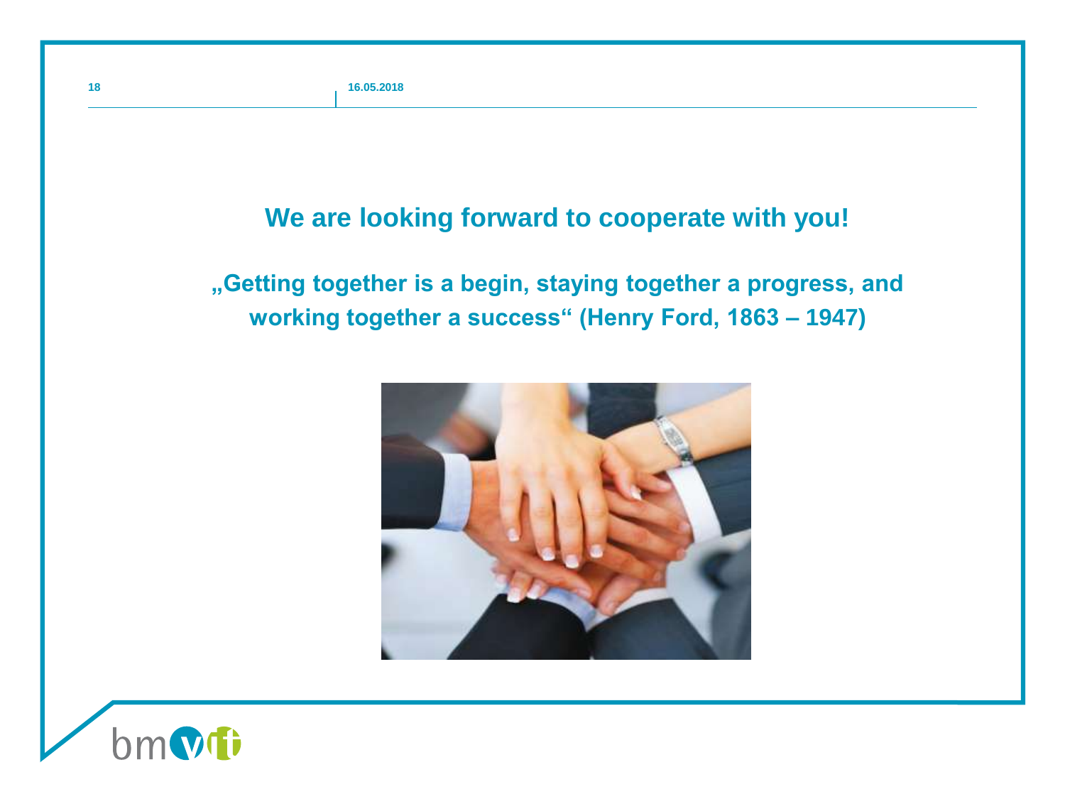## We are looking forward to cooperate with you!

**„Getting together is a begin, staying together a progress, and working together a success“ (Henry Ford, 1863 – 1947)**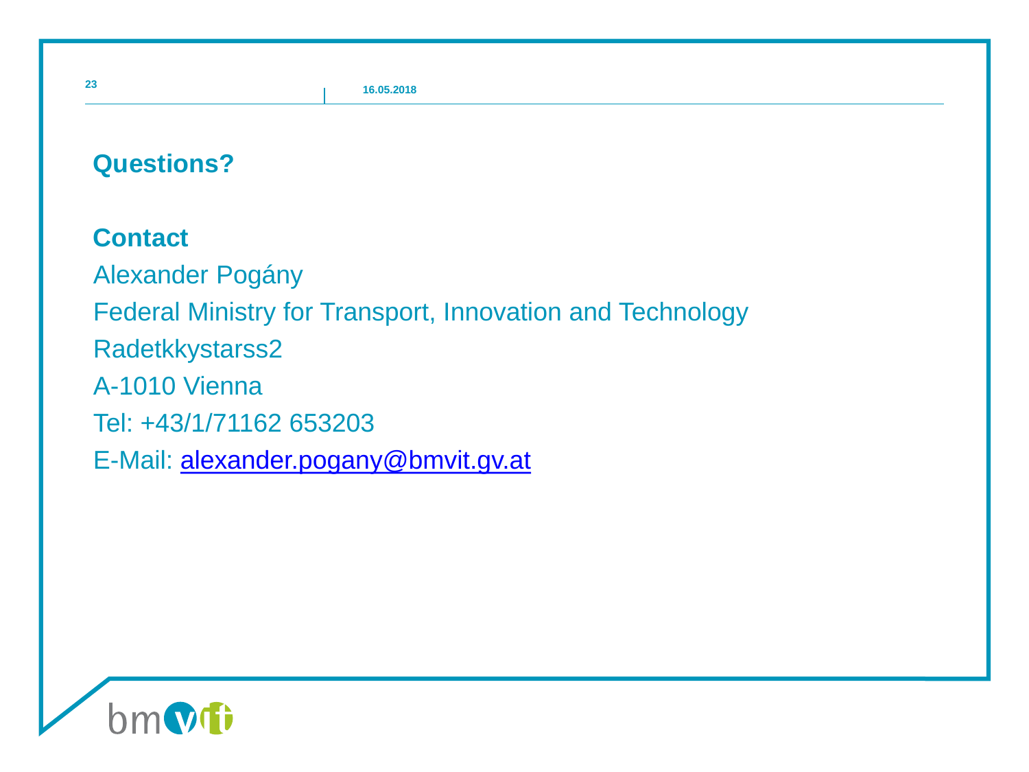## Questions?

## Contact

Alexander Pogány

Federal Ministry for Transport, Innovation and Technology

Radetkkystarss2

A-1010 Vienna

Tel: +43/1/71162 653203

E-Mail: alexander.pogany@bmvit.gv.at